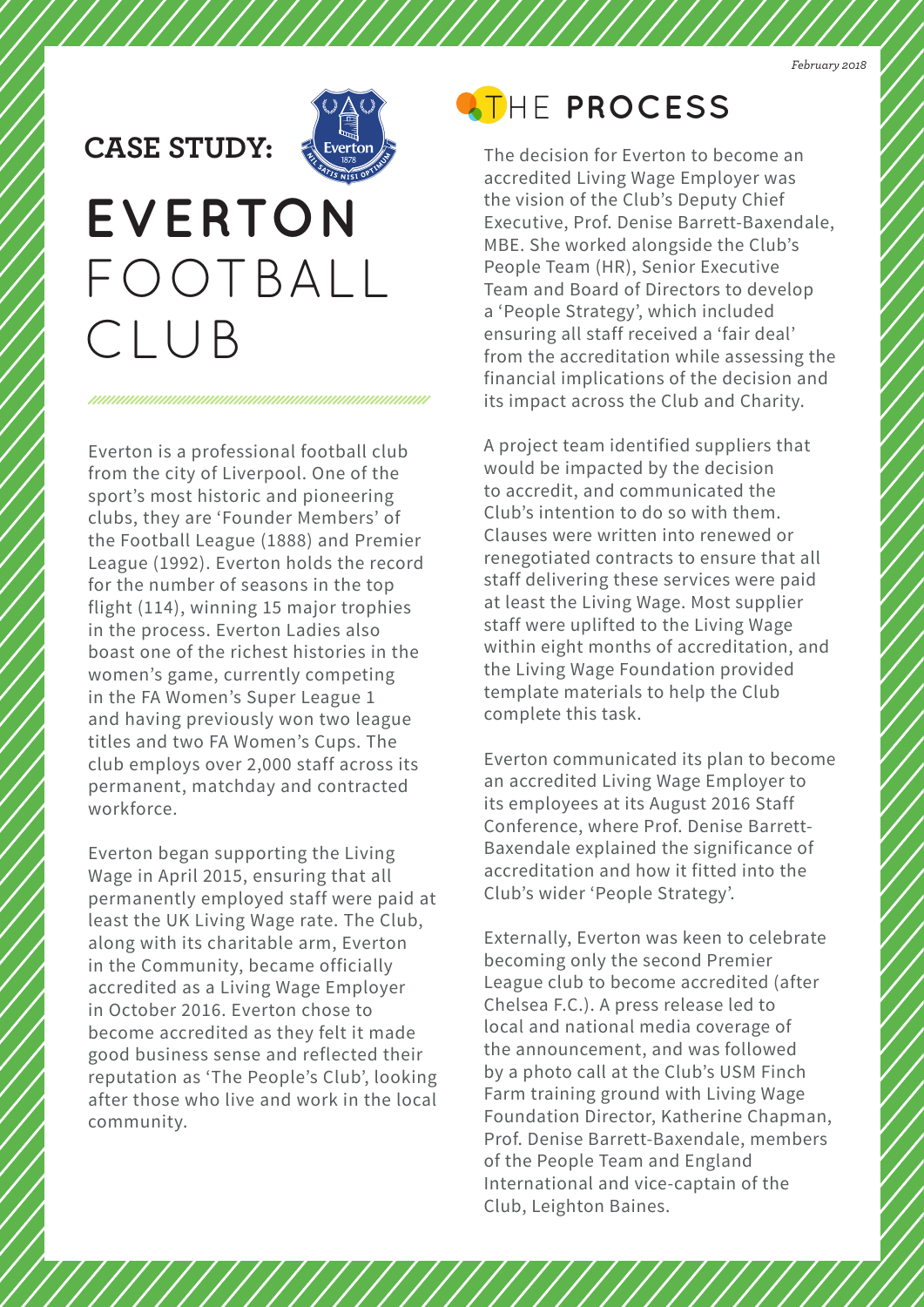*February 2018*

# CASE STUDY: EVERTON FOOTBALL CLUB

Everton is a professional football club from the city of Liverpool. One of the sport's most historic and pioneering clubs, they are 'Founder Members' of the Football League (1888) and Premier League (1992). Everton holds the record for the number of seasons in the top flight (114), winning 15 major trophies in the process. Everton Ladies also boast one of the richest histories in the women's game, currently competing in the FA Women's Super League 1 and having previously won two league titles and two FA Women's Cups. The club employs over 2,000 staff across its permanent, matchday and contracted workforce.

Everton began supporting the Living Wage in April 2015, ensuring that all permanently employed staff were paid at least the UK Living Wage rate. The Club, along with its charitable arm, Everton in the Community, became officially accredited as a Living Wage Employer in October 2016. Everton chose to become accredited as they felt it made good business sense and reflected their reputation as 'The People's Club', looking after those who live and work in the local community.

## THE PROCESS

The decision for Everton to become an accredited Living Wage Employer was the vision of the Club's Deputy Chief Executive, Prof. Denise Barrett-Baxendale, MBE. She worked alongside the Club's People Team (HR), Senior Executive Team and Board of Directors to develop a 'People Strategy', which included ensuring all staff received a 'fair deal' from the accreditation while assessing the financial implications of the decision and its impact across the Club and Charity.

A project team identified suppliers that would be impacted by the decision to accredit, and communicated the Club's intention to do so with them. Clauses were written into renewed or renegotiated contracts to ensure that all staff delivering these services were paid at least the Living Wage. Most supplier staff were uplifted to the Living Wage within eight months of accreditation, and the Living Wage Foundation provided template materials to help the Club complete this task.

Everton communicated its plan to become an accredited Living Wage Employer to its employees at its August 2016 Staff Conference, where Prof. Denise Barrett-Baxendale explained the significance of accreditation and how it fitted into the Club's wider 'People Strategy'.

Externally, Everton was keen to celebrate becoming only the second Premier League club to become accredited (after Chelsea F.C.). A press release led to local and national media coverage of the announcement, and was followed by a photo call at the Club's USM Finch Farm training ground with Living Wage Foundation Director, Katherine Chapman, Prof. Denise Barrett-Baxendale, members of the People Team and England International and vice-captain of the Club, Leighton Baines.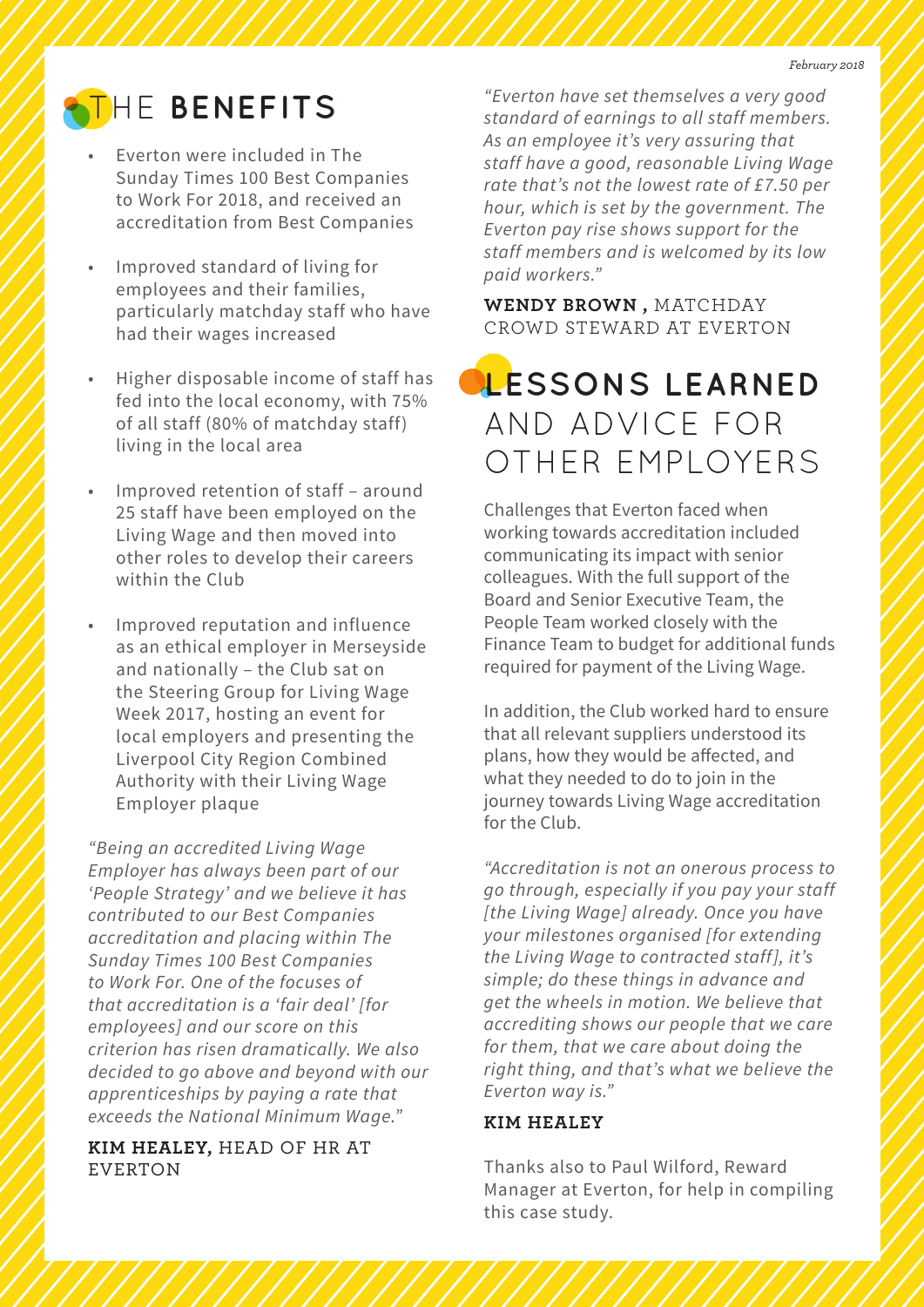## THE BENEFITS

- Everton were included in The Sunday Times 100 Best Companies to Work For 2018, and received an accreditation from Best Companies
- Improved standard of living for employees and their families, particularly matchday staff who have had their wages increased
- Higher disposable income of staff has fed into the local economy, with 75% of all staff (80% of matchday staff) living in the local area
- Improved retention of staff – around 25 staff have been employed on the Living Wage and then moved into other roles to develop their careers within the Club
- Improved reputation and influence as an ethical employer in Merseyside and nationally – the Club sat on the Steering Group for Living Wage Week 2017, hosting an event for local employers and presenting the Liverpool City Region Combined Authority with their Living Wage Employer plaque

*"Being an accredited Living Wage Employer has always been part of our 'People Strategy' and we believe it has contributed to our Best Companies accreditation and placing within The Sunday Times 100 Best Companies to Work For. One of the focuses of that accreditation is a 'fair deal' [for employees] and our score on this criterion has risen dramatically. We also decided to go above and beyond with our apprenticeships by paying a rate that exceeds the National Minimum Wage."*

**KIM HEALEY,** HEAD OF HR AT EVERTON

*"Everton have set themselves a very good standard of earnings to all staff members. As an employee it's very assuring that staff have a good, reasonable Living Wage rate that's not the lowest rate of £7.50 per hour, which is set by the government. The Everton pay rise shows support for the staff members and is welcomed by its low paid workers."*

**WENDY BROWN ,** MATCHDAY CROWD STEWARD AT EVERTON

## LESSONS LEARNED AND ADVICE FOR OTHER EMPLOYERS

Challenges that Everton faced when working towards accreditation included communicating its impact with senior colleagues. With the full support of the Board and Senior Executive Team, the People Team worked closely with the Finance Team to budget for additional funds required for payment of the Living Wage.

In addition, the Club worked hard to ensure that all relevant suppliers understood its plans, how they would be affected, and what they needed to do to join in the journey towards Living Wage accreditation for the Club.

*"Accreditation is not an onerous process to go through, especially if you pay your staff [the Living Wage] already. Once you have your milestones organised [for extending the Living Wage to contracted staff], it's simple; do these things in advance and get the wheels in motion. We believe that accrediting shows our people that we care for them, that we care about doing the right thing, and that's what we believe the Everton way is."*

**KIM HEALEY**

Thanks also to Paul Wilford, Reward Manager at Everton, for help in compiling this case study.